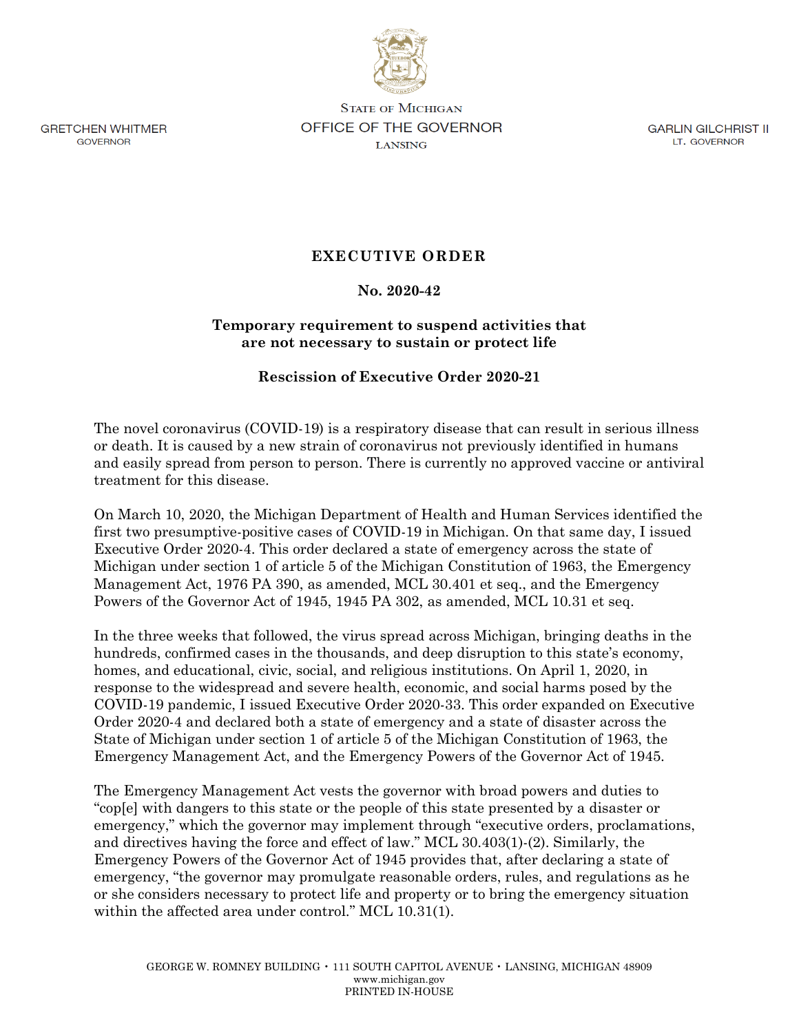GRETCHEN WHITMER
GOVERNOR

STATE OF MICHIGAN
OFFICE OF THE GOVERNOR
LANSING

GARLIN GILCHRIST II
LT. GOVERNOR

# EXECUTIVE ORDER

## No. 2020-42

## Temporary requirement to suspend activities that are not necessary to sustain or protect life

## Rescission of Executive Order 2020-21

The novel coronavirus (COVID-19) is a respiratory disease that can result in serious illness or death. It is caused by a new strain of coronavirus not previously identified in humans and easily spread from person to person. There is currently no approved vaccine or antiviral treatment for this disease.

On March 10, 2020, the Michigan Department of Health and Human Services identified the first two presumptive-positive cases of COVID-19 in Michigan. On that same day, I issued Executive Order 2020-4. This order declared a state of emergency across the state of Michigan under section 1 of article 5 of the Michigan Constitution of 1963, the Emergency Management Act, 1976 PA 390, as amended, MCL 30.401 et seq., and the Emergency Powers of the Governor Act of 1945, 1945 PA 302, as amended, MCL 10.31 et seq.

In the three weeks that followed, the virus spread across Michigan, bringing deaths in the hundreds, confirmed cases in the thousands, and deep disruption to this state's economy, homes, and educational, civic, social, and religious institutions. On April 1, 2020, in response to the widespread and severe health, economic, and social harms posed by the COVID-19 pandemic, I issued Executive Order 2020-33. This order expanded on Executive Order 2020-4 and declared both a state of emergency and a state of disaster across the State of Michigan under section 1 of article 5 of the Michigan Constitution of 1963, the Emergency Management Act, and the Emergency Powers of the Governor Act of 1945.

The Emergency Management Act vests the governor with broad powers and duties to "cop[e] with dangers to this state or the people of this state presented by a disaster or emergency," which the governor may implement through "executive orders, proclamations, and directives having the force and effect of law." MCL 30.403(1)-(2). Similarly, the Emergency Powers of the Governor Act of 1945 provides that, after declaring a state of emergency, "the governor may promulgate reasonable orders, rules, and regulations as he or she considers necessary to protect life and property or to bring the emergency situation within the affected area under control." MCL 10.31(1).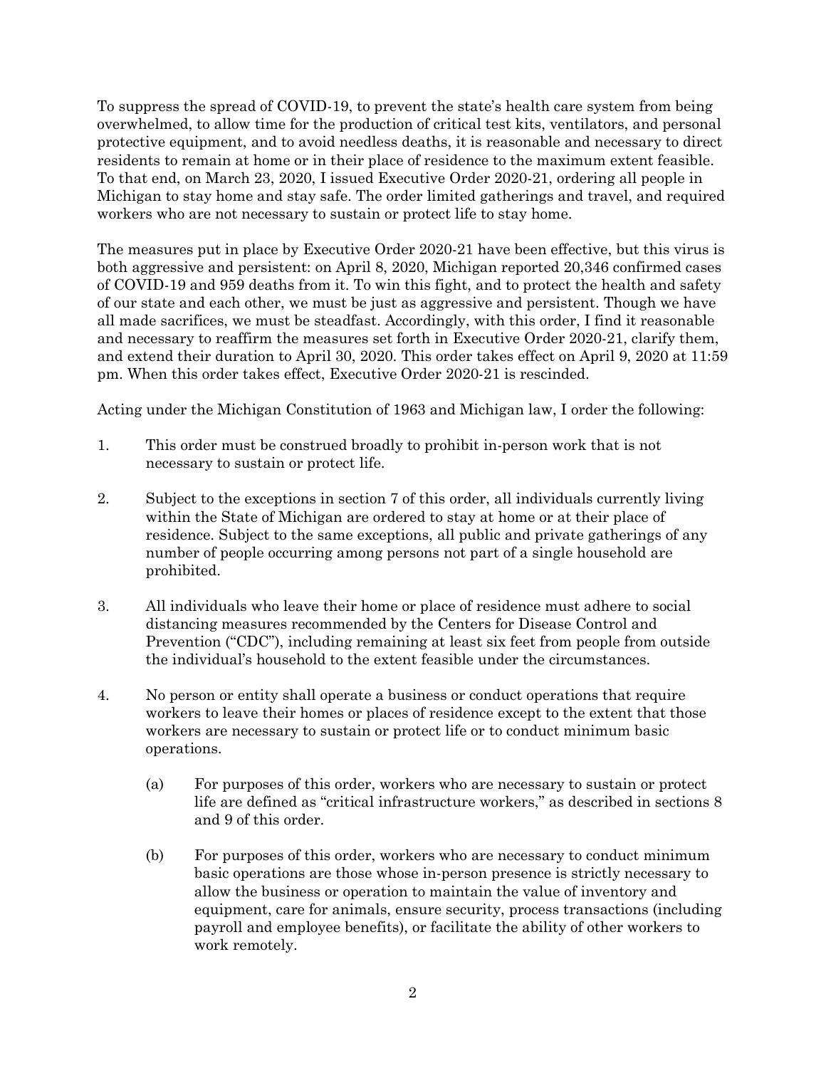To suppress the spread of COVID-19, to prevent the state's health care system from being overwhelmed, to allow time for the production of critical test kits, ventilators, and personal protective equipment, and to avoid needless deaths, it is reasonable and necessary to direct residents to remain at home or in their place of residence to the maximum extent feasible. To that end, on March 23, 2020, I issued Executive Order 2020-21, ordering all people in Michigan to stay home and stay safe. The order limited gatherings and travel, and required workers who are not necessary to sustain or protect life to stay home.

The measures put in place by Executive Order 2020-21 have been effective, but this virus is both aggressive and persistent: on April 8, 2020, Michigan reported 20,346 confirmed cases of COVID-19 and 959 deaths from it. To win this fight, and to protect the health and safety of our state and each other, we must be just as aggressive and persistent. Though we have all made sacrifices, we must be steadfast. Accordingly, with this order, I find it reasonable and necessary to reaffirm the measures set forth in Executive Order 2020-21, clarify them, and extend their duration to April 30, 2020. This order takes effect on April 9, 2020 at 11:59 pm. When this order takes effect, Executive Order 2020-21 is rescinded.

Acting under the Michigan Constitution of 1963 and Michigan law, I order the following:

1. This order must be construed broadly to prohibit in-person work that is not necessary to sustain or protect life.

2. Subject to the exceptions in section 7 of this order, all individuals currently living within the State of Michigan are ordered to stay at home or at their place of residence. Subject to the same exceptions, all public and private gatherings of any number of people occurring among persons not part of a single household are prohibited.

3. All individuals who leave their home or place of residence must adhere to social distancing measures recommended by the Centers for Disease Control and Prevention ("CDC"), including remaining at least six feet from people from outside the individual's household to the extent feasible under the circumstances.

4. No person or entity shall operate a business or conduct operations that require workers to leave their homes or places of residence except to the extent that those workers are necessary to sustain or protect life or to conduct minimum basic operations.

   (a) For purposes of this order, workers who are necessary to sustain or protect life are defined as "critical infrastructure workers," as described in sections 8 and 9 of this order.

   (b) For purposes of this order, workers who are necessary to conduct minimum basic operations are those whose in-person presence is strictly necessary to allow the business or operation to maintain the value of inventory and equipment, care for animals, ensure security, process transactions (including payroll and employee benefits), or facilitate the ability of other workers to work remotely.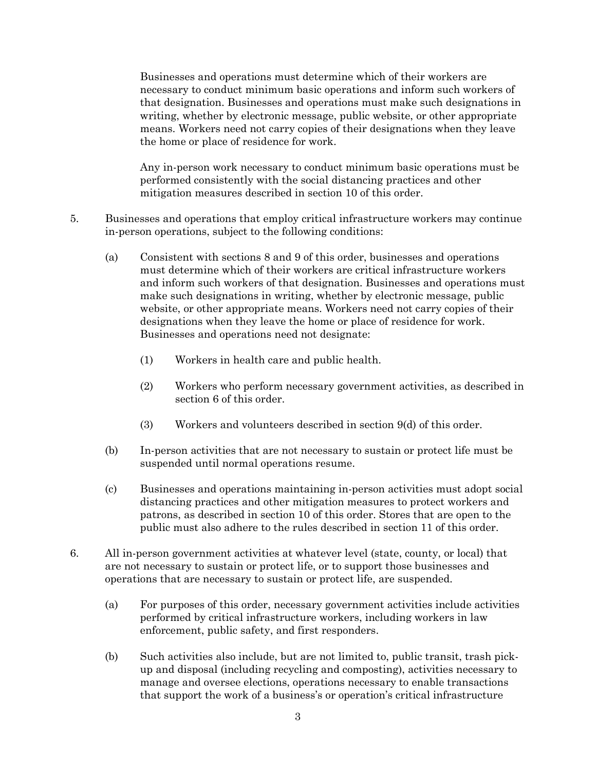Businesses and operations must determine which of their workers are necessary to conduct minimum basic operations and inform such workers of that designation. Businesses and operations must make such designations in writing, whether by electronic message, public website, or other appropriate means. Workers need not carry copies of their designations when they leave the home or place of residence for work.

Any in-person work necessary to conduct minimum basic operations must be performed consistently with the social distancing practices and other mitigation measures described in section 10 of this order.

5. Businesses and operations that employ critical infrastructure workers may continue in-person operations, subject to the following conditions:

   (a) Consistent with sections 8 and 9 of this order, businesses and operations must determine which of their workers are critical infrastructure workers and inform such workers of that designation. Businesses and operations must make such designations in writing, whether by electronic message, public website, or other appropriate means. Workers need not carry copies of their designations when they leave the home or place of residence for work. Businesses and operations need not designate:

      (1) Workers in health care and public health.

      (2) Workers who perform necessary government activities, as described in section 6 of this order.

      (3) Workers and volunteers described in section 9(d) of this order.

   (b) In-person activities that are not necessary to sustain or protect life must be suspended until normal operations resume.

   (c) Businesses and operations maintaining in-person activities must adopt social distancing practices and other mitigation measures to protect workers and patrons, as described in section 10 of this order. Stores that are open to the public must also adhere to the rules described in section 11 of this order.

6. All in-person government activities at whatever level (state, county, or local) that are not necessary to sustain or protect life, or to support those businesses and operations that are necessary to sustain or protect life, are suspended.

   (a) For purposes of this order, necessary government activities include activities performed by critical infrastructure workers, including workers in law enforcement, public safety, and first responders.

   (b) Such activities also include, but are not limited to, public transit, trash pick-up and disposal (including recycling and composting), activities necessary to manage and oversee elections, operations necessary to enable transactions that support the work of a business's or operation's critical infrastructure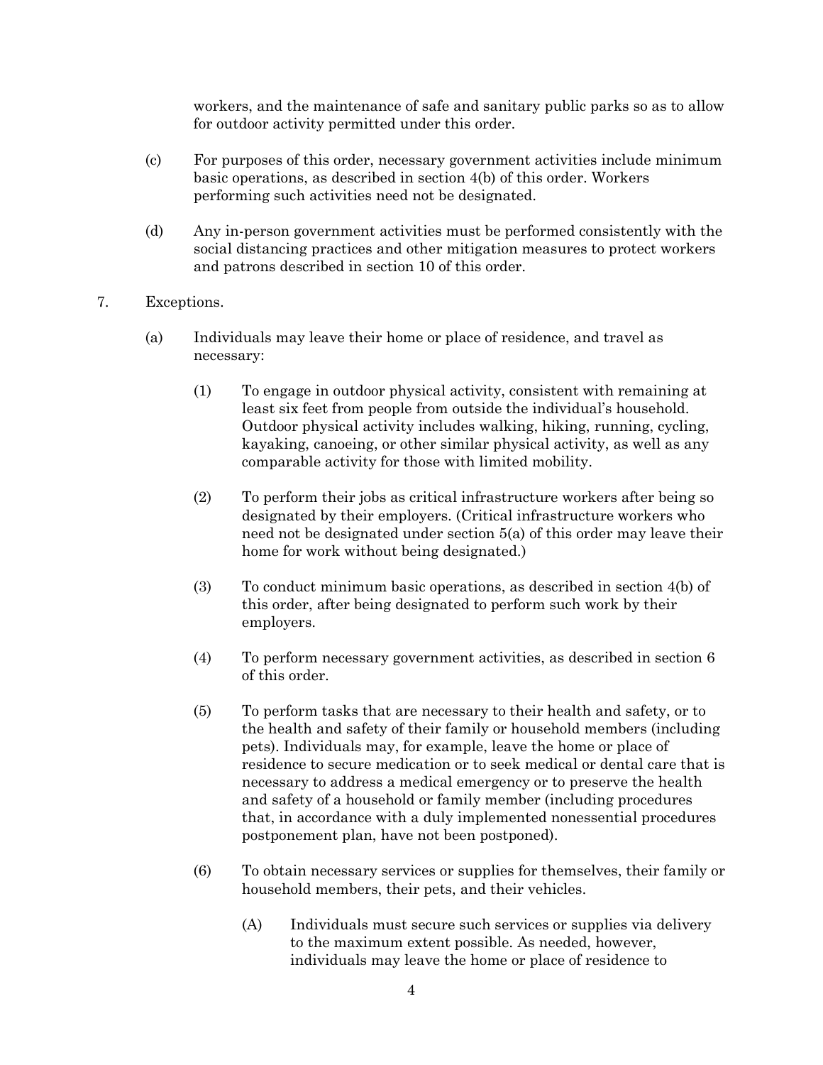workers, and the maintenance of safe and sanitary public parks so as to allow for outdoor activity permitted under this order.

(c) For purposes of this order, necessary government activities include minimum basic operations, as described in section 4(b) of this order. Workers performing such activities need not be designated.

(d) Any in-person government activities must be performed consistently with the social distancing practices and other mitigation measures to protect workers and patrons described in section 10 of this order.

7. Exceptions.

(a) Individuals may leave their home or place of residence, and travel as necessary:

(1) To engage in outdoor physical activity, consistent with remaining at least six feet from people from outside the individual's household. Outdoor physical activity includes walking, hiking, running, cycling, kayaking, canoeing, or other similar physical activity, as well as any comparable activity for those with limited mobility.

(2) To perform their jobs as critical infrastructure workers after being so designated by their employers. (Critical infrastructure workers who need not be designated under section 5(a) of this order may leave their home for work without being designated.)

(3) To conduct minimum basic operations, as described in section 4(b) of this order, after being designated to perform such work by their employers.

(4) To perform necessary government activities, as described in section 6 of this order.

(5) To perform tasks that are necessary to their health and safety, or to the health and safety of their family or household members (including pets). Individuals may, for example, leave the home or place of residence to secure medication or to seek medical or dental care that is necessary to address a medical emergency or to preserve the health and safety of a household or family member (including procedures that, in accordance with a duly implemented nonessential procedures postponement plan, have not been postponed).

(6) To obtain necessary services or supplies for themselves, their family or household members, their pets, and their vehicles.

(A) Individuals must secure such services or supplies via delivery to the maximum extent possible. As needed, however, individuals may leave the home or place of residence to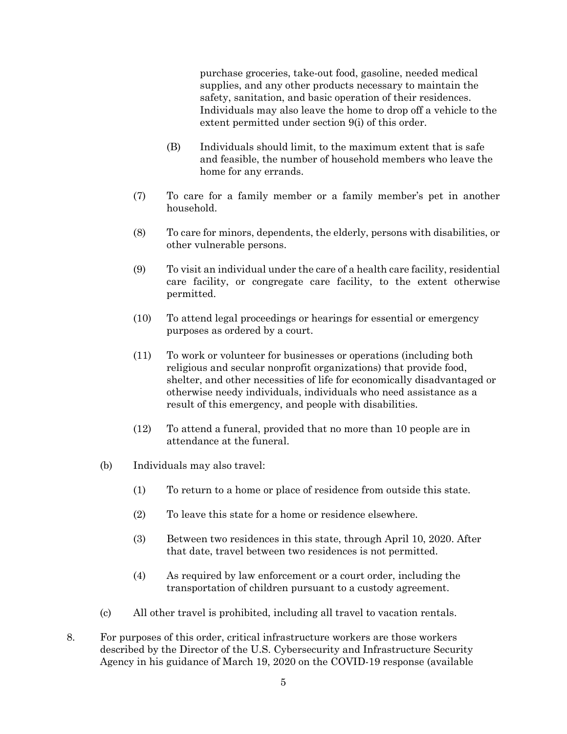purchase groceries, take-out food, gasoline, needed medical supplies, and any other products necessary to maintain the safety, sanitation, and basic operation of their residences. Individuals may also leave the home to drop off a vehicle to the extent permitted under section 9(i) of this order.

(B) Individuals should limit, to the maximum extent that is safe and feasible, the number of household members who leave the home for any errands.

(7) To care for a family member or a family member's pet in another household.

(8) To care for minors, dependents, the elderly, persons with disabilities, or other vulnerable persons.

(9) To visit an individual under the care of a health care facility, residential care facility, or congregate care facility, to the extent otherwise permitted.

(10) To attend legal proceedings or hearings for essential or emergency purposes as ordered by a court.

(11) To work or volunteer for businesses or operations (including both religious and secular nonprofit organizations) that provide food, shelter, and other necessities of life for economically disadvantaged or otherwise needy individuals, individuals who need assistance as a result of this emergency, and people with disabilities.

(12) To attend a funeral, provided that no more than 10 people are in attendance at the funeral.

(b) Individuals may also travel:

(1) To return to a home or place of residence from outside this state.

(2) To leave this state for a home or residence elsewhere.

(3) Between two residences in this state, through April 10, 2020. After that date, travel between two residences is not permitted.

(4) As required by law enforcement or a court order, including the transportation of children pursuant to a custody agreement.

(c) All other travel is prohibited, including all travel to vacation rentals.

8. For purposes of this order, critical infrastructure workers are those workers described by the Director of the U.S. Cybersecurity and Infrastructure Security Agency in his guidance of March 19, 2020 on the COVID-19 response (available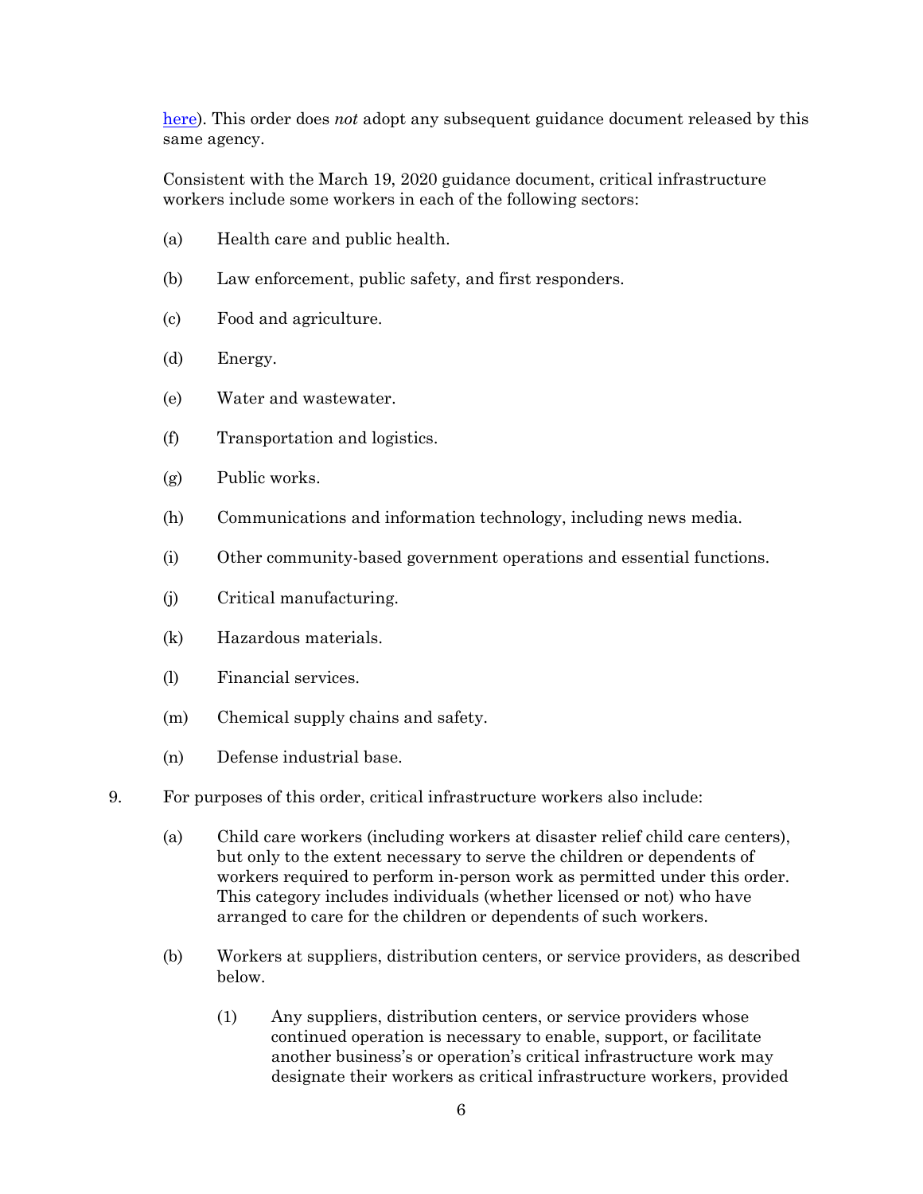here). This order does *not* adopt any subsequent guidance document released by this same agency.

Consistent with the March 19, 2020 guidance document, critical infrastructure workers include some workers in each of the following sectors:

(a) Health care and public health.

(b) Law enforcement, public safety, and first responders.

(c) Food and agriculture.

(d) Energy.

(e) Water and wastewater.

(f) Transportation and logistics.

(g) Public works.

(h) Communications and information technology, including news media.

(i) Other community-based government operations and essential functions.

(j) Critical manufacturing.

(k) Hazardous materials.

(l) Financial services.

(m) Chemical supply chains and safety.

(n) Defense industrial base.

9. For purposes of this order, critical infrastructure workers also include:

   (a) Child care workers (including workers at disaster relief child care centers), but only to the extent necessary to serve the children or dependents of workers required to perform in-person work as permitted under this order. This category includes individuals (whether licensed or not) who have arranged to care for the children or dependents of such workers.

   (b) Workers at suppliers, distribution centers, or service providers, as described below.

      (1) Any suppliers, distribution centers, or service providers whose continued operation is necessary to enable, support, or facilitate another business's or operation's critical infrastructure work may designate their workers as critical infrastructure workers, provided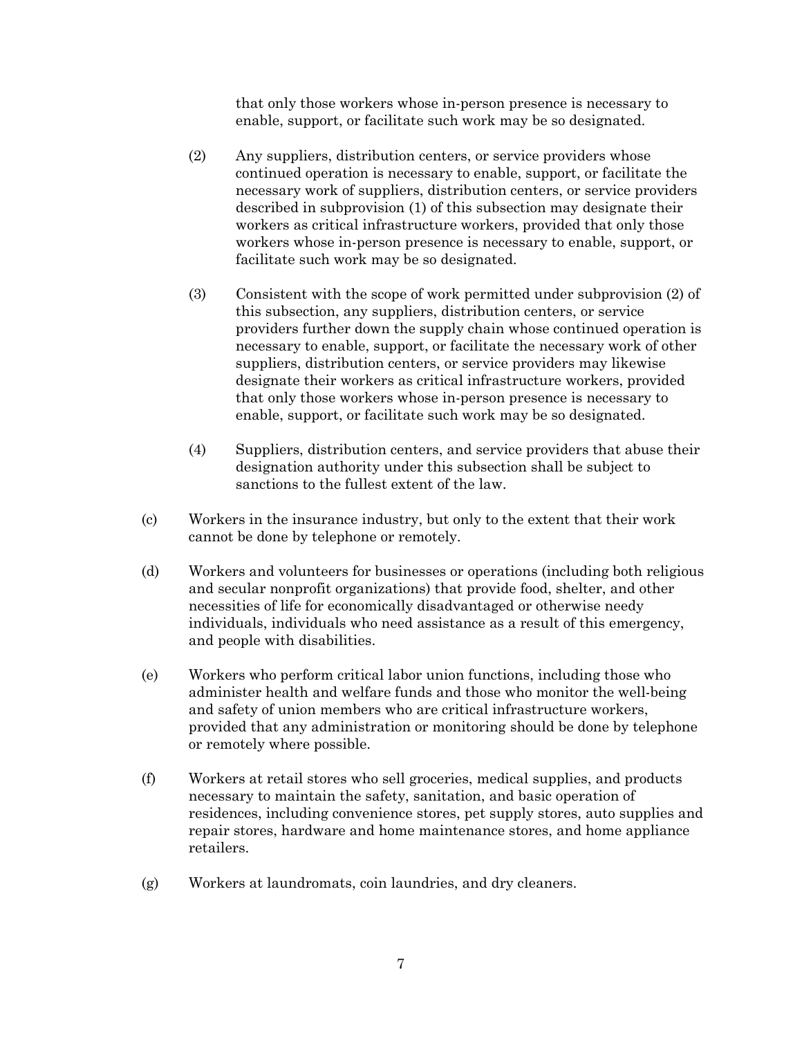that only those workers whose in-person presence is necessary to enable, support, or facilitate such work may be so designated.

(2) Any suppliers, distribution centers, or service providers whose continued operation is necessary to enable, support, or facilitate the necessary work of suppliers, distribution centers, or service providers described in subprovision (1) of this subsection may designate their workers as critical infrastructure workers, provided that only those workers whose in-person presence is necessary to enable, support, or facilitate such work may be so designated.

(3) Consistent with the scope of work permitted under subprovision (2) of this subsection, any suppliers, distribution centers, or service providers further down the supply chain whose continued operation is necessary to enable, support, or facilitate the necessary work of other suppliers, distribution centers, or service providers may likewise designate their workers as critical infrastructure workers, provided that only those workers whose in-person presence is necessary to enable, support, or facilitate such work may be so designated.

(4) Suppliers, distribution centers, and service providers that abuse their designation authority under this subsection shall be subject to sanctions to the fullest extent of the law.

(c) Workers in the insurance industry, but only to the extent that their work cannot be done by telephone or remotely.

(d) Workers and volunteers for businesses or operations (including both religious and secular nonprofit organizations) that provide food, shelter, and other necessities of life for economically disadvantaged or otherwise needy individuals, individuals who need assistance as a result of this emergency, and people with disabilities.

(e) Workers who perform critical labor union functions, including those who administer health and welfare funds and those who monitor the well-being and safety of union members who are critical infrastructure workers, provided that any administration or monitoring should be done by telephone or remotely where possible.

(f) Workers at retail stores who sell groceries, medical supplies, and products necessary to maintain the safety, sanitation, and basic operation of residences, including convenience stores, pet supply stores, auto supplies and repair stores, hardware and home maintenance stores, and home appliance retailers.

(g) Workers at laundromats, coin laundries, and dry cleaners.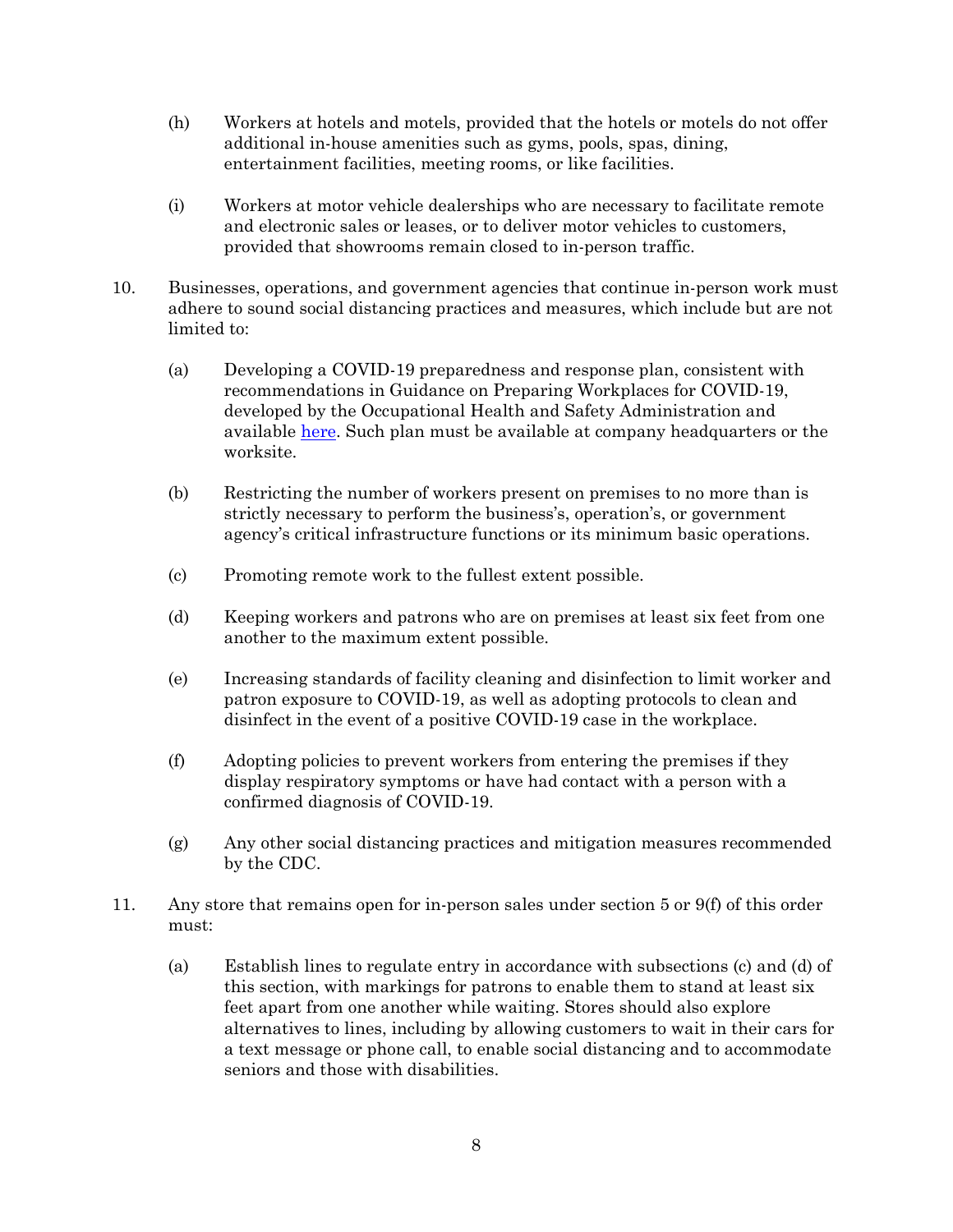(h) Workers at hotels and motels, provided that the hotels or motels do not offer additional in-house amenities such as gyms, pools, spas, dining, entertainment facilities, meeting rooms, or like facilities.

(i) Workers at motor vehicle dealerships who are necessary to facilitate remote and electronic sales or leases, or to deliver motor vehicles to customers, provided that showrooms remain closed to in-person traffic.

10. Businesses, operations, and government agencies that continue in-person work must adhere to sound social distancing practices and measures, which include but are not limited to:

    (a) Developing a COVID-19 preparedness and response plan, consistent with recommendations in Guidance on Preparing Workplaces for COVID-19, developed by the Occupational Health and Safety Administration and available here. Such plan must be available at company headquarters or the worksite.

    (b) Restricting the number of workers present on premises to no more than is strictly necessary to perform the business's, operation's, or government agency's critical infrastructure functions or its minimum basic operations.

    (c) Promoting remote work to the fullest extent possible.

    (d) Keeping workers and patrons who are on premises at least six feet from one another to the maximum extent possible.

    (e) Increasing standards of facility cleaning and disinfection to limit worker and patron exposure to COVID-19, as well as adopting protocols to clean and disinfect in the event of a positive COVID-19 case in the workplace.

    (f) Adopting policies to prevent workers from entering the premises if they display respiratory symptoms or have had contact with a person with a confirmed diagnosis of COVID-19.

    (g) Any other social distancing practices and mitigation measures recommended by the CDC.

11. Any store that remains open for in-person sales under section 5 or 9(f) of this order must:

    (a) Establish lines to regulate entry in accordance with subsections (c) and (d) of this section, with markings for patrons to enable them to stand at least six feet apart from one another while waiting. Stores should also explore alternatives to lines, including by allowing customers to wait in their cars for a text message or phone call, to enable social distancing and to accommodate seniors and those with disabilities.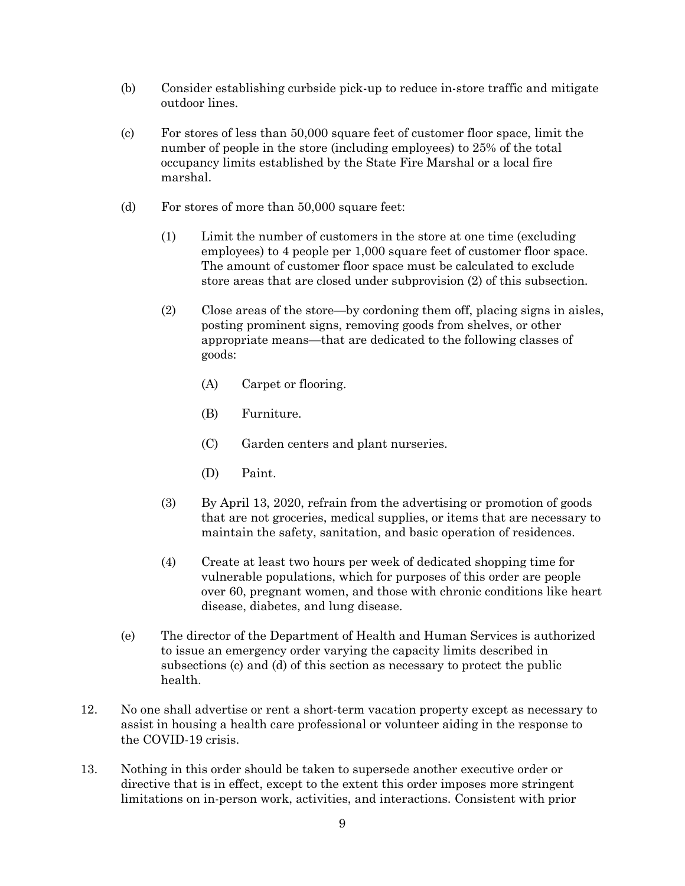(b) Consider establishing curbside pick-up to reduce in-store traffic and mitigate outdoor lines.

(c) For stores of less than 50,000 square feet of customer floor space, limit the number of people in the store (including employees) to 25% of the total occupancy limits established by the State Fire Marshal or a local fire marshal.

(d) For stores of more than 50,000 square feet:

(1) Limit the number of customers in the store at one time (excluding employees) to 4 people per 1,000 square feet of customer floor space. The amount of customer floor space must be calculated to exclude store areas that are closed under subprovision (2) of this subsection.

(2) Close areas of the store—by cordoning them off, placing signs in aisles, posting prominent signs, removing goods from shelves, or other appropriate means—that are dedicated to the following classes of goods:

(A) Carpet or flooring.

(B) Furniture.

(C) Garden centers and plant nurseries.

(D) Paint.

(3) By April 13, 2020, refrain from the advertising or promotion of goods that are not groceries, medical supplies, or items that are necessary to maintain the safety, sanitation, and basic operation of residences.

(4) Create at least two hours per week of dedicated shopping time for vulnerable populations, which for purposes of this order are people over 60, pregnant women, and those with chronic conditions like heart disease, diabetes, and lung disease.

(e) The director of the Department of Health and Human Services is authorized to issue an emergency order varying the capacity limits described in subsections (c) and (d) of this section as necessary to protect the public health.

12. No one shall advertise or rent a short-term vacation property except as necessary to assist in housing a health care professional or volunteer aiding in the response to the COVID-19 crisis.

13. Nothing in this order should be taken to supersede another executive order or directive that is in effect, except to the extent this order imposes more stringent limitations on in-person work, activities, and interactions. Consistent with prior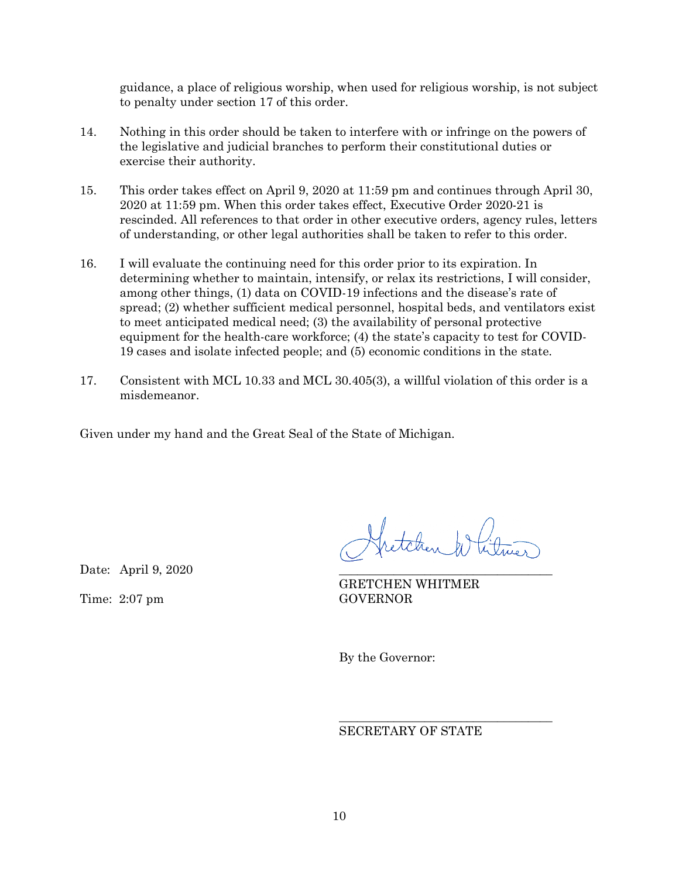guidance, a place of religious worship, when used for religious worship, is not subject to penalty under section 17 of this order.

14. Nothing in this order should be taken to interfere with or infringe on the powers of the legislative and judicial branches to perform their constitutional duties or exercise their authority.

15. This order takes effect on April 9, 2020 at 11:59 pm and continues through April 30, 2020 at 11:59 pm. When this order takes effect, Executive Order 2020-21 is rescinded. All references to that order in other executive orders, agency rules, letters of understanding, or other legal authorities shall be taken to refer to this order.

16. I will evaluate the continuing need for this order prior to its expiration. In determining whether to maintain, intensify, or relax its restrictions, I will consider, among other things, (1) data on COVID-19 infections and the disease's rate of spread; (2) whether sufficient medical personnel, hospital beds, and ventilators exist to meet anticipated medical need; (3) the availability of personal protective equipment for the health-care workforce; (4) the state's capacity to test for COVID-19 cases and isolate infected people; and (5) economic conditions in the state.

17. Consistent with MCL 10.33 and MCL 30.405(3), a willful violation of this order is a misdemeanor.

Given under my hand and the Great Seal of the State of Michigan.

Date: April 9, 2020

Time: 2:07 pm

GRETCHEN WHITMER
GOVERNOR

By the Governor:

SECRETARY OF STATE